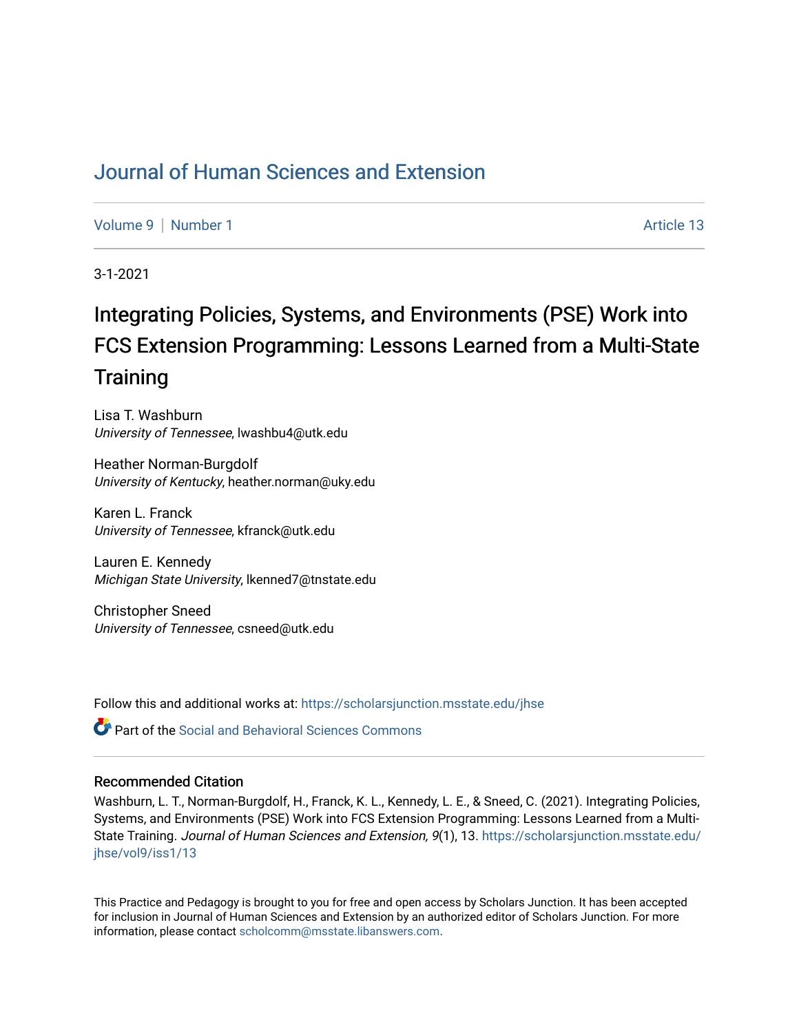# Journal of Human Sciences and Extension

Volume 9 | Number 1 Article 13

3-1-2021

## Integrating Policies, Systems, and Environments (PSE) Work into FCS Extension Programming: Lessons Learned from a Multi-State Training

Lisa T. Washburn
*University of Tennessee*, lwashbu4@utk.edu

Heather Norman-Burgdolf
*University of Kentucky*, heather.norman@uky.edu

Karen L. Franck
*University of Tennessee*, kfranck@utk.edu

Lauren E. Kennedy
*Michigan State University*, lkenned7@tnstate.edu

Christopher Sneed
*University of Tennessee*, csneed@utk.edu

Follow this and additional works at: https://scholarsjunction.msstate.edu/jhse

Part of the Social and Behavioral Sciences Commons

### Recommended Citation

Washburn, L. T., Norman-Burgdolf, H., Franck, K. L., Kennedy, L. E., & Sneed, C. (2021). Integrating Policies, Systems, and Environments (PSE) Work into FCS Extension Programming: Lessons Learned from a Multi-State Training. *Journal of Human Sciences and Extension, 9*(1), 13. https://scholarsjunction.msstate.edu/jhse/vol9/iss1/13

This Practice and Pedagogy is brought to you for free and open access by Scholars Junction. It has been accepted for inclusion in Journal of Human Sciences and Extension by an authorized editor of Scholars Junction. For more information, please contact scholcomm@msstate.libanswers.com.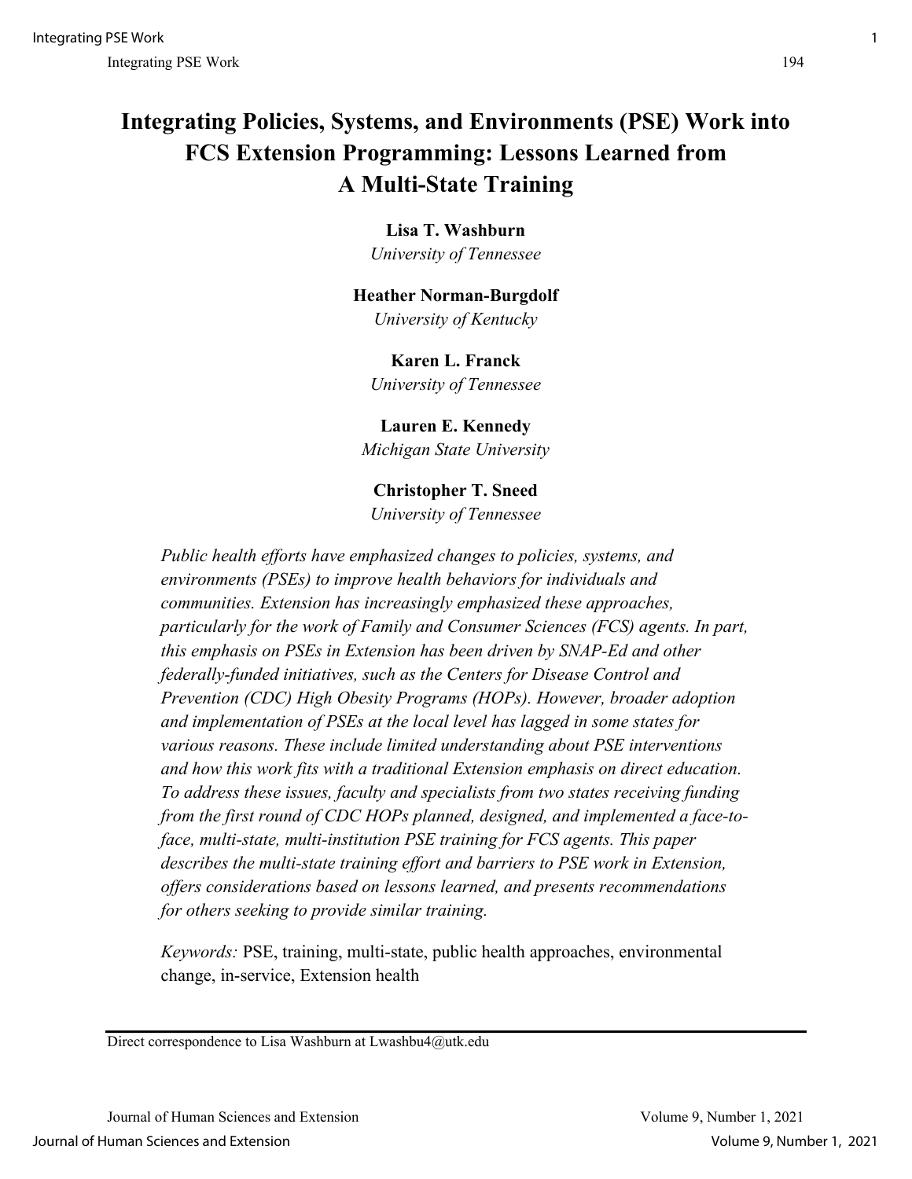# Integrating Policies, Systems, and Environments (PSE) Work into FCS Extension Programming: Lessons Learned from A Multi-State Training

**Lisa T. Washburn**
*University of Tennessee*

**Heather Norman-Burgdolf**
*University of Kentucky*

**Karen L. Franck**
*University of Tennessee*

**Lauren E. Kennedy**
*Michigan State University*

**Christopher T. Sneed**
*University of Tennessee*

*Public health efforts have emphasized changes to policies, systems, and environments (PSEs) to improve health behaviors for individuals and communities. Extension has increasingly emphasized these approaches, particularly for the work of Family and Consumer Sciences (FCS) agents. In part, this emphasis on PSEs in Extension has been driven by SNAP-Ed and other federally-funded initiatives, such as the Centers for Disease Control and Prevention (CDC) High Obesity Programs (HOPs). However, broader adoption and implementation of PSEs at the local level has lagged in some states for various reasons. These include limited understanding about PSE interventions and how this work fits with a traditional Extension emphasis on direct education. To address these issues, faculty and specialists from two states receiving funding from the first round of CDC HOPs planned, designed, and implemented a face-to-face, multi-state, multi-institution PSE training for FCS agents. This paper describes the multi-state training effort and barriers to PSE work in Extension, offers considerations based on lessons learned, and presents recommendations for others seeking to provide similar training.*

*Keywords:* PSE, training, multi-state, public health approaches, environmental change, in-service, Extension health

---

Direct correspondence to Lisa Washburn at Lwashbu4@utk.edu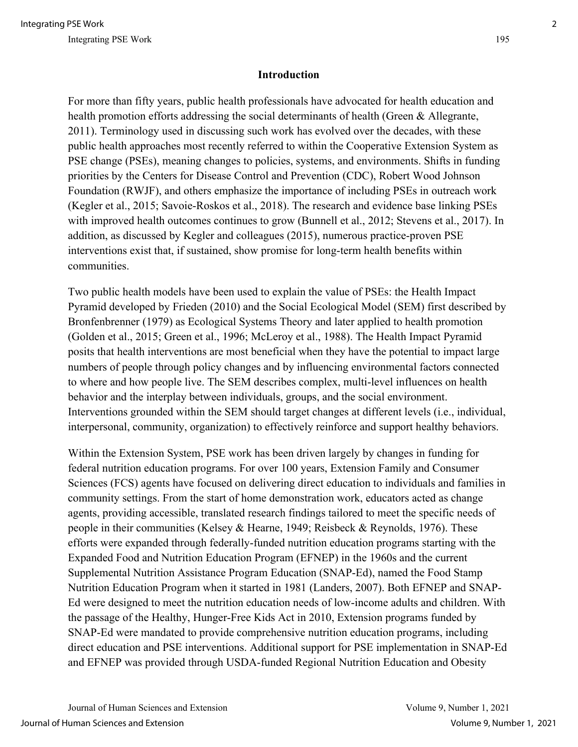## Introduction

For more than fifty years, public health professionals have advocated for health education and health promotion efforts addressing the social determinants of health (Green & Allegrante, 2011). Terminology used in discussing such work has evolved over the decades, with these public health approaches most recently referred to within the Cooperative Extension System as PSE change (PSEs), meaning changes to policies, systems, and environments. Shifts in funding priorities by the Centers for Disease Control and Prevention (CDC), Robert Wood Johnson Foundation (RWJF), and others emphasize the importance of including PSEs in outreach work (Kegler et al., 2015; Savoie-Roskos et al., 2018). The research and evidence base linking PSEs with improved health outcomes continues to grow (Bunnell et al., 2012; Stevens et al., 2017). In addition, as discussed by Kegler and colleagues (2015), numerous practice-proven PSE interventions exist that, if sustained, show promise for long-term health benefits within communities.

Two public health models have been used to explain the value of PSEs: the Health Impact Pyramid developed by Frieden (2010) and the Social Ecological Model (SEM) first described by Bronfenbrenner (1979) as Ecological Systems Theory and later applied to health promotion (Golden et al., 2015; Green et al., 1996; McLeroy et al., 1988). The Health Impact Pyramid posits that health interventions are most beneficial when they have the potential to impact large numbers of people through policy changes and by influencing environmental factors connected to where and how people live. The SEM describes complex, multi-level influences on health behavior and the interplay between individuals, groups, and the social environment. Interventions grounded within the SEM should target changes at different levels (i.e., individual, interpersonal, community, organization) to effectively reinforce and support healthy behaviors.

Within the Extension System, PSE work has been driven largely by changes in funding for federal nutrition education programs. For over 100 years, Extension Family and Consumer Sciences (FCS) agents have focused on delivering direct education to individuals and families in community settings. From the start of home demonstration work, educators acted as change agents, providing accessible, translated research findings tailored to meet the specific needs of people in their communities (Kelsey & Hearne, 1949; Reisbeck & Reynolds, 1976). These efforts were expanded through federally-funded nutrition education programs starting with the Expanded Food and Nutrition Education Program (EFNEP) in the 1960s and the current Supplemental Nutrition Assistance Program Education (SNAP-Ed), named the Food Stamp Nutrition Education Program when it started in 1981 (Landers, 2007). Both EFNEP and SNAP-Ed were designed to meet the nutrition education needs of low-income adults and children. With the passage of the Healthy, Hunger-Free Kids Act in 2010, Extension programs funded by SNAP-Ed were mandated to provide comprehensive nutrition education programs, including direct education and PSE interventions. Additional support for PSE implementation in SNAP-Ed and EFNEP was provided through USDA-funded Regional Nutrition Education and Obesity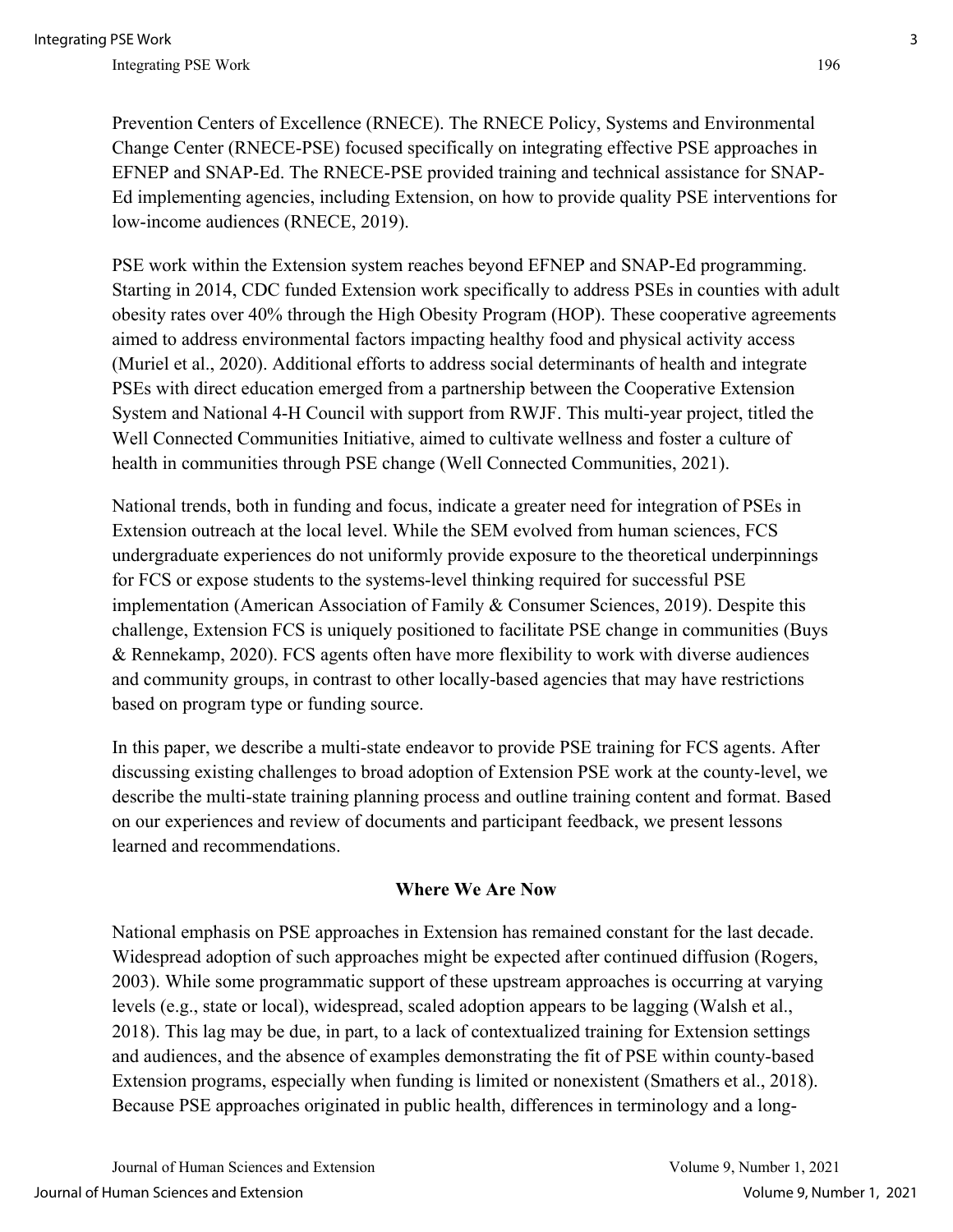Prevention Centers of Excellence (RNECE). The RNECE Policy, Systems and Environmental Change Center (RNECE-PSE) focused specifically on integrating effective PSE approaches in EFNEP and SNAP-Ed. The RNECE-PSE provided training and technical assistance for SNAP-Ed implementing agencies, including Extension, on how to provide quality PSE interventions for low-income audiences (RNECE, 2019).

PSE work within the Extension system reaches beyond EFNEP and SNAP-Ed programming. Starting in 2014, CDC funded Extension work specifically to address PSEs in counties with adult obesity rates over 40% through the High Obesity Program (HOP). These cooperative agreements aimed to address environmental factors impacting healthy food and physical activity access (Muriel et al., 2020). Additional efforts to address social determinants of health and integrate PSEs with direct education emerged from a partnership between the Cooperative Extension System and National 4-H Council with support from RWJF. This multi-year project, titled the Well Connected Communities Initiative, aimed to cultivate wellness and foster a culture of health in communities through PSE change (Well Connected Communities, 2021).

National trends, both in funding and focus, indicate a greater need for integration of PSEs in Extension outreach at the local level. While the SEM evolved from human sciences, FCS undergraduate experiences do not uniformly provide exposure to the theoretical underpinnings for FCS or expose students to the systems-level thinking required for successful PSE implementation (American Association of Family & Consumer Sciences, 2019). Despite this challenge, Extension FCS is uniquely positioned to facilitate PSE change in communities (Buys & Rennekamp, 2020). FCS agents often have more flexibility to work with diverse audiences and community groups, in contrast to other locally-based agencies that may have restrictions based on program type or funding source.

In this paper, we describe a multi-state endeavor to provide PSE training for FCS agents. After discussing existing challenges to broad adoption of Extension PSE work at the county-level, we describe the multi-state training planning process and outline training content and format. Based on our experiences and review of documents and participant feedback, we present lessons learned and recommendations.

## Where We Are Now

National emphasis on PSE approaches in Extension has remained constant for the last decade. Widespread adoption of such approaches might be expected after continued diffusion (Rogers, 2003). While some programmatic support of these upstream approaches is occurring at varying levels (e.g., state or local), widespread, scaled adoption appears to be lagging (Walsh et al., 2018). This lag may be due, in part, to a lack of contextualized training for Extension settings and audiences, and the absence of examples demonstrating the fit of PSE within county-based Extension programs, especially when funding is limited or nonexistent (Smathers et al., 2018). Because PSE approaches originated in public health, differences in terminology and a long-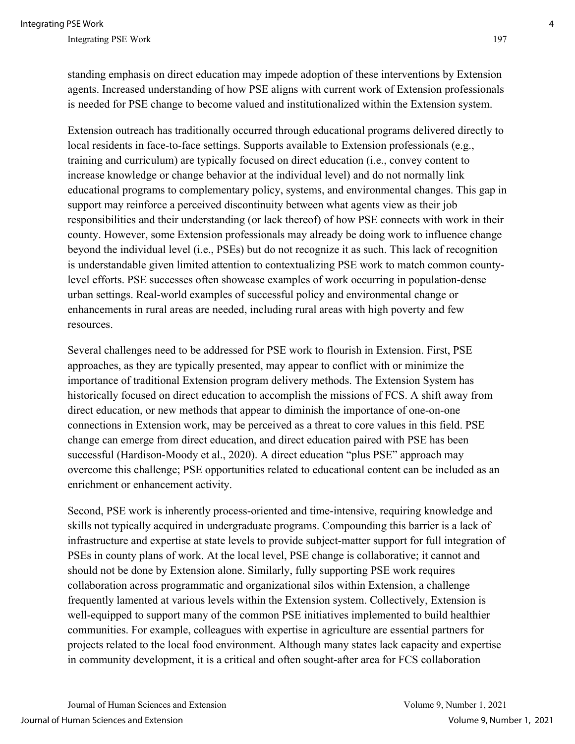standing emphasis on direct education may impede adoption of these interventions by Extension agents. Increased understanding of how PSE aligns with current work of Extension professionals is needed for PSE change to become valued and institutionalized within the Extension system.

Extension outreach has traditionally occurred through educational programs delivered directly to local residents in face-to-face settings. Supports available to Extension professionals (e.g., training and curriculum) are typically focused on direct education (i.e., convey content to increase knowledge or change behavior at the individual level) and do not normally link educational programs to complementary policy, systems, and environmental changes. This gap in support may reinforce a perceived discontinuity between what agents view as their job responsibilities and their understanding (or lack thereof) of how PSE connects with work in their county. However, some Extension professionals may already be doing work to influence change beyond the individual level (i.e., PSEs) but do not recognize it as such. This lack of recognition is understandable given limited attention to contextualizing PSE work to match common county-level efforts. PSE successes often showcase examples of work occurring in population-dense urban settings. Real-world examples of successful policy and environmental change or enhancements in rural areas are needed, including rural areas with high poverty and few resources.

Several challenges need to be addressed for PSE work to flourish in Extension. First, PSE approaches, as they are typically presented, may appear to conflict with or minimize the importance of traditional Extension program delivery methods. The Extension System has historically focused on direct education to accomplish the missions of FCS. A shift away from direct education, or new methods that appear to diminish the importance of one-on-one connections in Extension work, may be perceived as a threat to core values in this field. PSE change can emerge from direct education, and direct education paired with PSE has been successful (Hardison-Moody et al., 2020). A direct education "plus PSE" approach may overcome this challenge; PSE opportunities related to educational content can be included as an enrichment or enhancement activity.

Second, PSE work is inherently process-oriented and time-intensive, requiring knowledge and skills not typically acquired in undergraduate programs. Compounding this barrier is a lack of infrastructure and expertise at state levels to provide subject-matter support for full integration of PSEs in county plans of work. At the local level, PSE change is collaborative; it cannot and should not be done by Extension alone. Similarly, fully supporting PSE work requires collaboration across programmatic and organizational silos within Extension, a challenge frequently lamented at various levels within the Extension system. Collectively, Extension is well-equipped to support many of the common PSE initiatives implemented to build healthier communities. For example, colleagues with expertise in agriculture are essential partners for projects related to the local food environment. Although many states lack capacity and expertise in community development, it is a critical and often sought-after area for FCS collaboration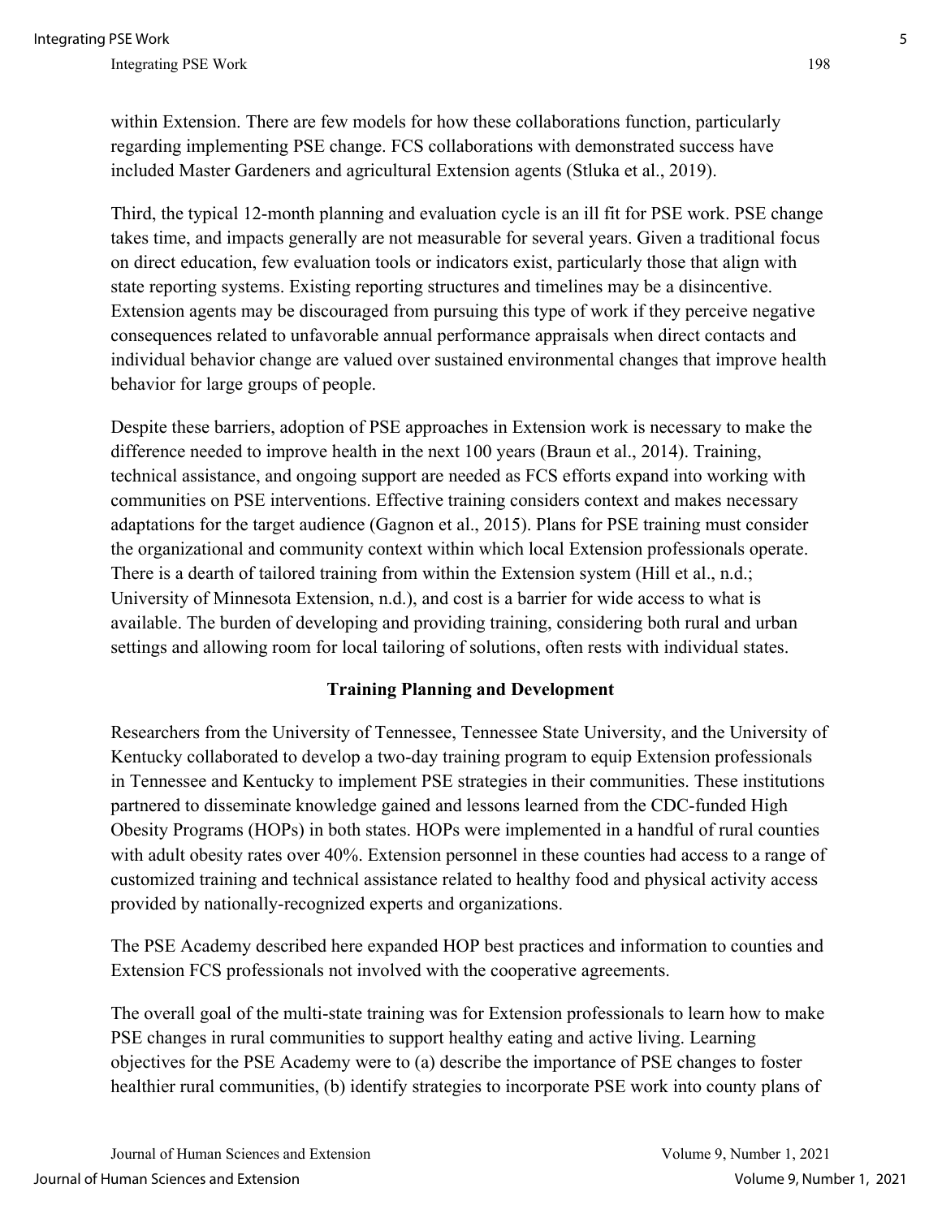within Extension. There are few models for how these collaborations function, particularly regarding implementing PSE change. FCS collaborations with demonstrated success have included Master Gardeners and agricultural Extension agents (Stluka et al., 2019).

Third, the typical 12-month planning and evaluation cycle is an ill fit for PSE work. PSE change takes time, and impacts generally are not measurable for several years. Given a traditional focus on direct education, few evaluation tools or indicators exist, particularly those that align with state reporting systems. Existing reporting structures and timelines may be a disincentive. Extension agents may be discouraged from pursuing this type of work if they perceive negative consequences related to unfavorable annual performance appraisals when direct contacts and individual behavior change are valued over sustained environmental changes that improve health behavior for large groups of people.

Despite these barriers, adoption of PSE approaches in Extension work is necessary to make the difference needed to improve health in the next 100 years (Braun et al., 2014). Training, technical assistance, and ongoing support are needed as FCS efforts expand into working with communities on PSE interventions. Effective training considers context and makes necessary adaptations for the target audience (Gagnon et al., 2015). Plans for PSE training must consider the organizational and community context within which local Extension professionals operate. There is a dearth of tailored training from within the Extension system (Hill et al., n.d.; University of Minnesota Extension, n.d.), and cost is a barrier for wide access to what is available. The burden of developing and providing training, considering both rural and urban settings and allowing room for local tailoring of solutions, often rests with individual states.

## Training Planning and Development

Researchers from the University of Tennessee, Tennessee State University, and the University of Kentucky collaborated to develop a two-day training program to equip Extension professionals in Tennessee and Kentucky to implement PSE strategies in their communities. These institutions partnered to disseminate knowledge gained and lessons learned from the CDC-funded High Obesity Programs (HOPs) in both states. HOPs were implemented in a handful of rural counties with adult obesity rates over 40%. Extension personnel in these counties had access to a range of customized training and technical assistance related to healthy food and physical activity access provided by nationally-recognized experts and organizations.

The PSE Academy described here expanded HOP best practices and information to counties and Extension FCS professionals not involved with the cooperative agreements.

The overall goal of the multi-state training was for Extension professionals to learn how to make PSE changes in rural communities to support healthy eating and active living. Learning objectives for the PSE Academy were to (a) describe the importance of PSE changes to foster healthier rural communities, (b) identify strategies to incorporate PSE work into county plans of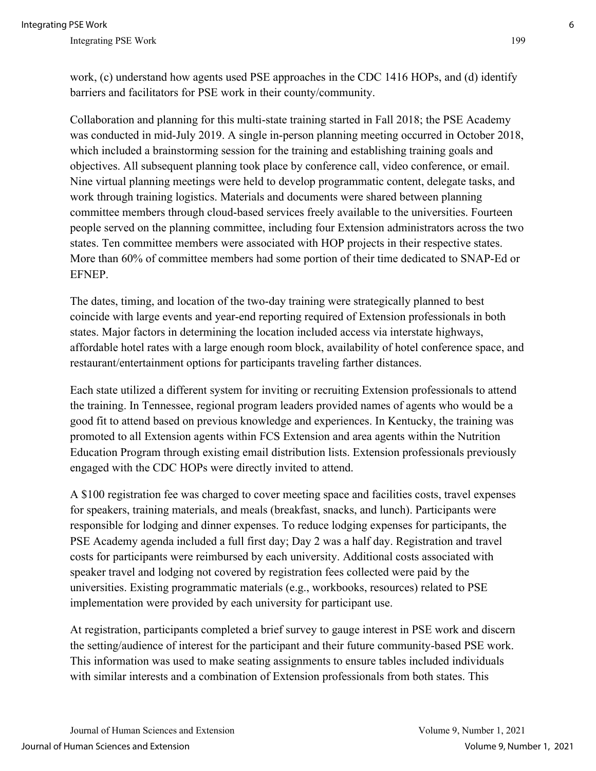work, (c) understand how agents used PSE approaches in the CDC 1416 HOPs, and (d) identify barriers and facilitators for PSE work in their county/community.

Collaboration and planning for this multi-state training started in Fall 2018; the PSE Academy was conducted in mid-July 2019. A single in-person planning meeting occurred in October 2018, which included a brainstorming session for the training and establishing training goals and objectives. All subsequent planning took place by conference call, video conference, or email. Nine virtual planning meetings were held to develop programmatic content, delegate tasks, and work through training logistics. Materials and documents were shared between planning committee members through cloud-based services freely available to the universities. Fourteen people served on the planning committee, including four Extension administrators across the two states. Ten committee members were associated with HOP projects in their respective states. More than 60% of committee members had some portion of their time dedicated to SNAP-Ed or EFNEP.

The dates, timing, and location of the two-day training were strategically planned to best coincide with large events and year-end reporting required of Extension professionals in both states. Major factors in determining the location included access via interstate highways, affordable hotel rates with a large enough room block, availability of hotel conference space, and restaurant/entertainment options for participants traveling farther distances.

Each state utilized a different system for inviting or recruiting Extension professionals to attend the training. In Tennessee, regional program leaders provided names of agents who would be a good fit to attend based on previous knowledge and experiences. In Kentucky, the training was promoted to all Extension agents within FCS Extension and area agents within the Nutrition Education Program through existing email distribution lists. Extension professionals previously engaged with the CDC HOPs were directly invited to attend.

A $100 registration fee was charged to cover meeting space and facilities costs, travel expenses for speakers, training materials, and meals (breakfast, snacks, and lunch). Participants were responsible for lodging and dinner expenses. To reduce lodging expenses for participants, the PSE Academy agenda included a full first day; Day 2 was a half day. Registration and travel costs for participants were reimbursed by each university. Additional costs associated with speaker travel and lodging not covered by registration fees collected were paid by the universities. Existing programmatic materials (e.g., workbooks, resources) related to PSE implementation were provided by each university for participant use.

At registration, participants completed a brief survey to gauge interest in PSE work and discern the setting/audience of interest for the participant and their future community-based PSE work. This information was used to make seating assignments to ensure tables included individuals with similar interests and a combination of Extension professionals from both states. This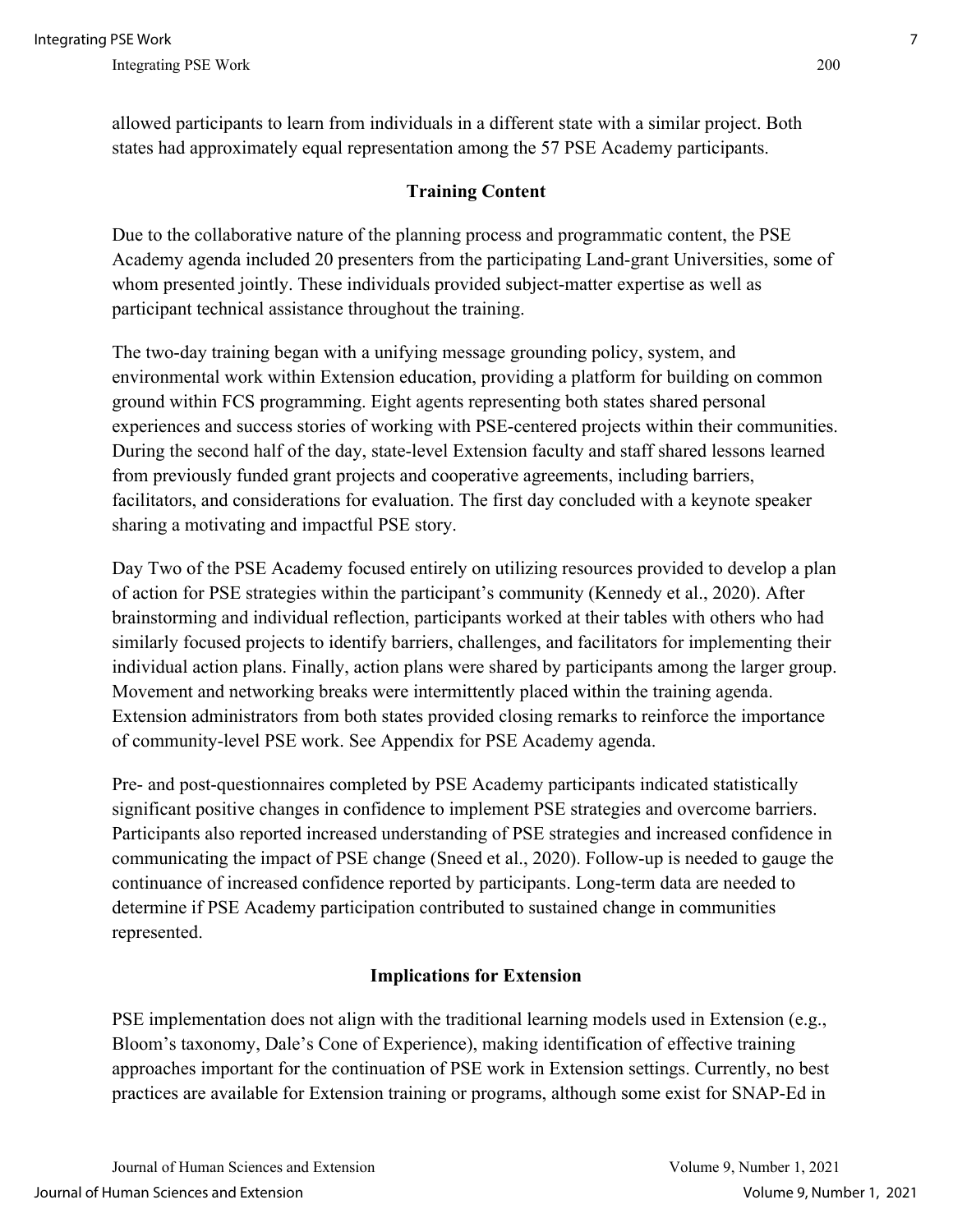allowed participants to learn from individuals in a different state with a similar project. Both states had approximately equal representation among the 57 PSE Academy participants.

## Training Content

Due to the collaborative nature of the planning process and programmatic content, the PSE Academy agenda included 20 presenters from the participating Land-grant Universities, some of whom presented jointly. These individuals provided subject-matter expertise as well as participant technical assistance throughout the training.

The two-day training began with a unifying message grounding policy, system, and environmental work within Extension education, providing a platform for building on common ground within FCS programming. Eight agents representing both states shared personal experiences and success stories of working with PSE-centered projects within their communities. During the second half of the day, state-level Extension faculty and staff shared lessons learned from previously funded grant projects and cooperative agreements, including barriers, facilitators, and considerations for evaluation. The first day concluded with a keynote speaker sharing a motivating and impactful PSE story.

Day Two of the PSE Academy focused entirely on utilizing resources provided to develop a plan of action for PSE strategies within the participant's community (Kennedy et al., 2020). After brainstorming and individual reflection, participants worked at their tables with others who had similarly focused projects to identify barriers, challenges, and facilitators for implementing their individual action plans. Finally, action plans were shared by participants among the larger group. Movement and networking breaks were intermittently placed within the training agenda. Extension administrators from both states provided closing remarks to reinforce the importance of community-level PSE work. See Appendix for PSE Academy agenda.

Pre- and post-questionnaires completed by PSE Academy participants indicated statistically significant positive changes in confidence to implement PSE strategies and overcome barriers. Participants also reported increased understanding of PSE strategies and increased confidence in communicating the impact of PSE change (Sneed et al., 2020). Follow-up is needed to gauge the continuance of increased confidence reported by participants. Long-term data are needed to determine if PSE Academy participation contributed to sustained change in communities represented.

## Implications for Extension

PSE implementation does not align with the traditional learning models used in Extension (e.g., Bloom's taxonomy, Dale's Cone of Experience), making identification of effective training approaches important for the continuation of PSE work in Extension settings. Currently, no best practices are available for Extension training or programs, although some exist for SNAP-Ed in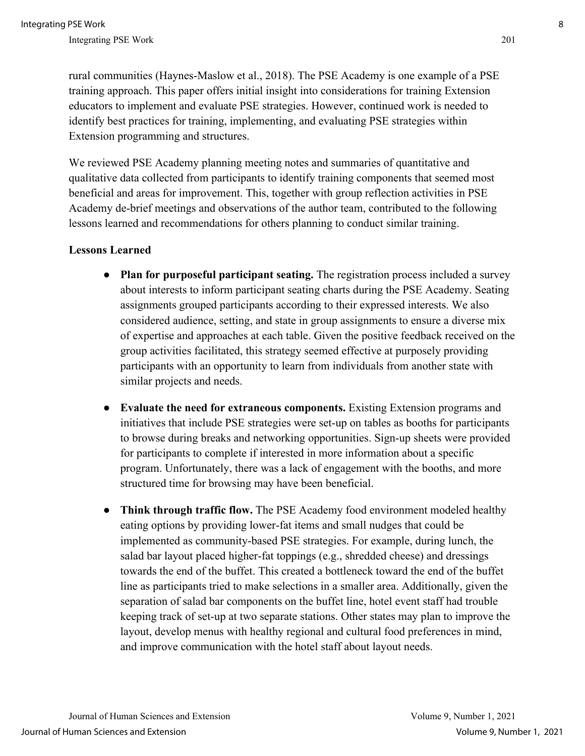rural communities (Haynes-Maslow et al., 2018). The PSE Academy is one example of a PSE training approach. This paper offers initial insight into considerations for training Extension educators to implement and evaluate PSE strategies. However, continued work is needed to identify best practices for training, implementing, and evaluating PSE strategies within Extension programming and structures.

We reviewed PSE Academy planning meeting notes and summaries of quantitative and qualitative data collected from participants to identify training components that seemed most beneficial and areas for improvement. This, together with group reflection activities in PSE Academy de-brief meetings and observations of the author team, contributed to the following lessons learned and recommendations for others planning to conduct similar training.

**Lessons Learned**

- **Plan for purposeful participant seating.** The registration process included a survey about interests to inform participant seating charts during the PSE Academy. Seating assignments grouped participants according to their expressed interests. We also considered audience, setting, and state in group assignments to ensure a diverse mix of expertise and approaches at each table. Given the positive feedback received on the group activities facilitated, this strategy seemed effective at purposely providing participants with an opportunity to learn from individuals from another state with similar projects and needs.
- **Evaluate the need for extraneous components.** Existing Extension programs and initiatives that include PSE strategies were set-up on tables as booths for participants to browse during breaks and networking opportunities. Sign-up sheets were provided for participants to complete if interested in more information about a specific program. Unfortunately, there was a lack of engagement with the booths, and more structured time for browsing may have been beneficial.
- **Think through traffic flow.** The PSE Academy food environment modeled healthy eating options by providing lower-fat items and small nudges that could be implemented as community-based PSE strategies. For example, during lunch, the salad bar layout placed higher-fat toppings (e.g., shredded cheese) and dressings towards the end of the buffet. This created a bottleneck toward the end of the buffet line as participants tried to make selections in a smaller area. Additionally, given the separation of salad bar components on the buffet line, hotel event staff had trouble keeping track of set-up at two separate stations. Other states may plan to improve the layout, develop menus with healthy regional and cultural food preferences in mind, and improve communication with the hotel staff about layout needs.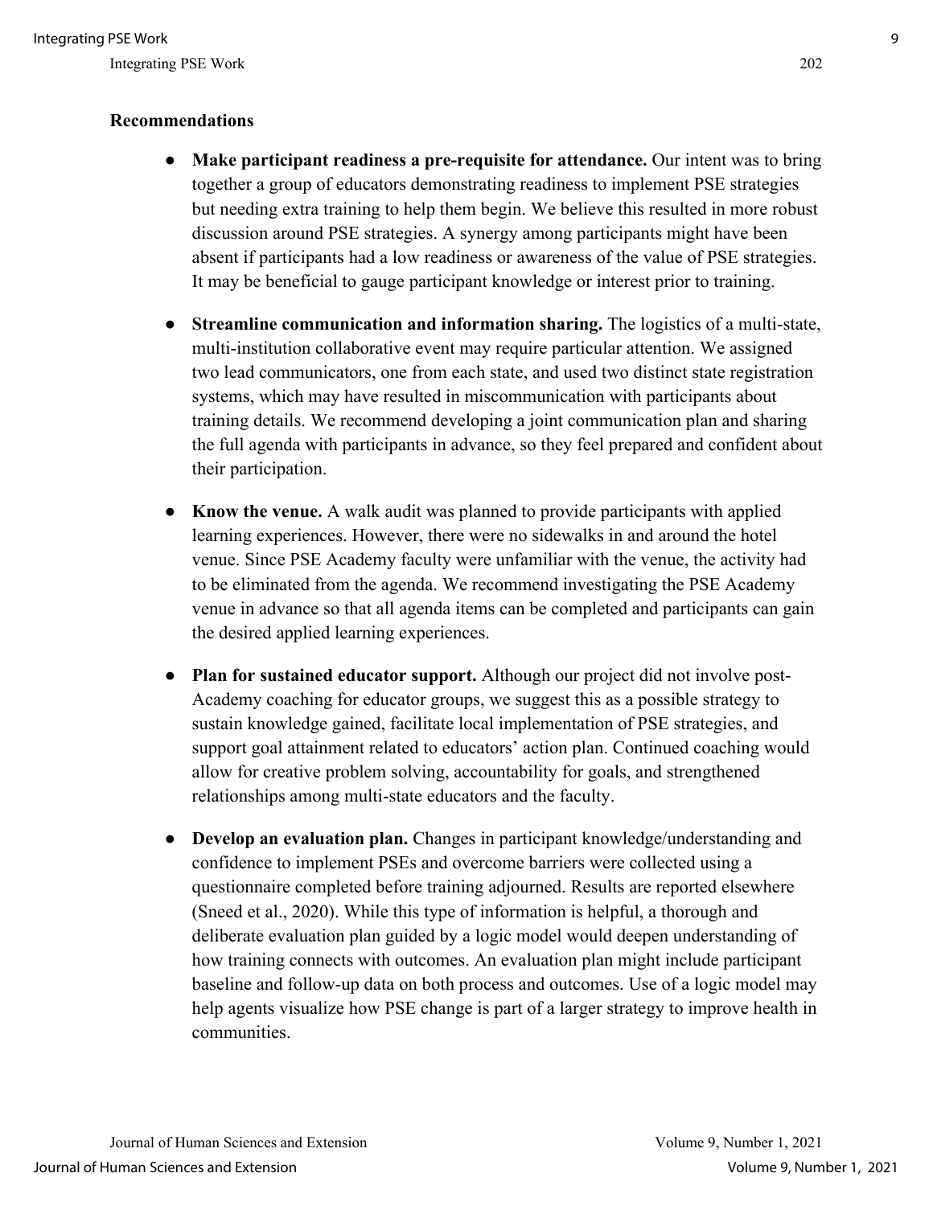**Recommendations**

- **Make participant readiness a pre-requisite for attendance.** Our intent was to bring together a group of educators demonstrating readiness to implement PSE strategies but needing extra training to help them begin. We believe this resulted in more robust discussion around PSE strategies. A synergy among participants might have been absent if participants had a low readiness or awareness of the value of PSE strategies. It may be beneficial to gauge participant knowledge or interest prior to training.

- **Streamline communication and information sharing.** The logistics of a multi-state, multi-institution collaborative event may require particular attention. We assigned two lead communicators, one from each state, and used two distinct state registration systems, which may have resulted in miscommunication with participants about training details. We recommend developing a joint communication plan and sharing the full agenda with participants in advance, so they feel prepared and confident about their participation.

- **Know the venue.** A walk audit was planned to provide participants with applied learning experiences. However, there were no sidewalks in and around the hotel venue. Since PSE Academy faculty were unfamiliar with the venue, the activity had to be eliminated from the agenda. We recommend investigating the PSE Academy venue in advance so that all agenda items can be completed and participants can gain the desired applied learning experiences.

- **Plan for sustained educator support.** Although our project did not involve post-Academy coaching for educator groups, we suggest this as a possible strategy to sustain knowledge gained, facilitate local implementation of PSE strategies, and support goal attainment related to educators' action plan. Continued coaching would allow for creative problem solving, accountability for goals, and strengthened relationships among multi-state educators and the faculty.

- **Develop an evaluation plan.** Changes in participant knowledge/understanding and confidence to implement PSEs and overcome barriers were collected using a questionnaire completed before training adjourned. Results are reported elsewhere (Sneed et al., 2020). While this type of information is helpful, a thorough and deliberate evaluation plan guided by a logic model would deepen understanding of how training connects with outcomes. An evaluation plan might include participant baseline and follow-up data on both process and outcomes. Use of a logic model may help agents visualize how PSE change is part of a larger strategy to improve health in communities.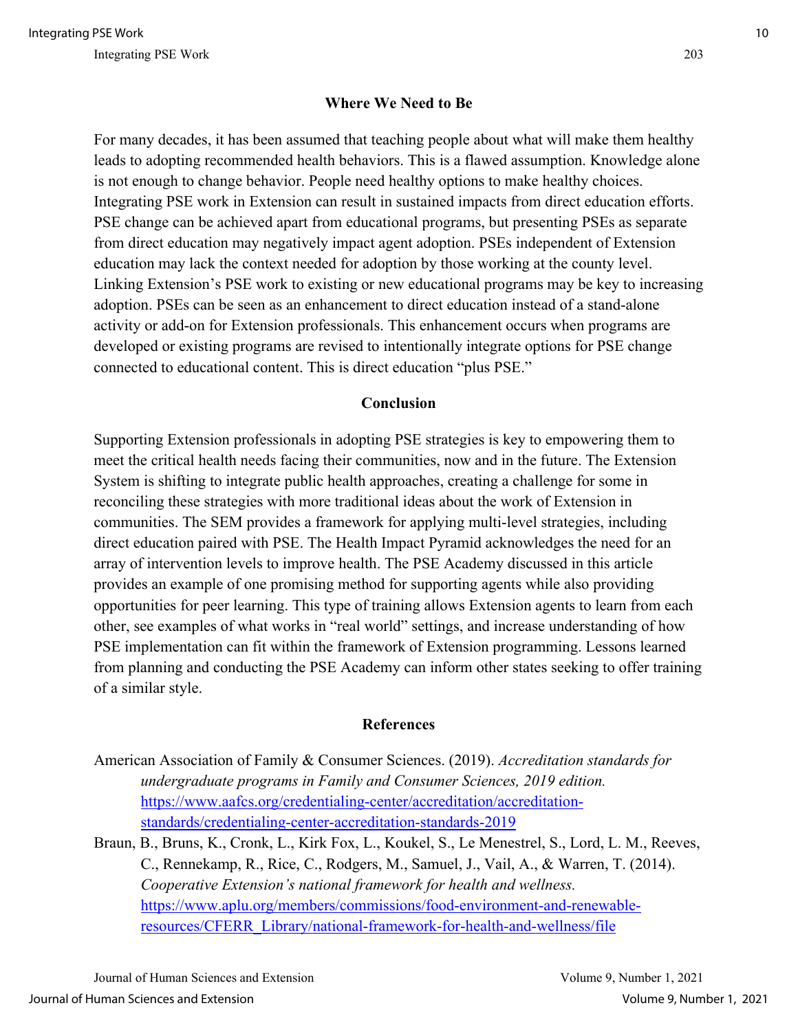## Where We Need to Be

For many decades, it has been assumed that teaching people about what will make them healthy leads to adopting recommended health behaviors. This is a flawed assumption. Knowledge alone is not enough to change behavior. People need healthy options to make healthy choices. Integrating PSE work in Extension can result in sustained impacts from direct education efforts. PSE change can be achieved apart from educational programs, but presenting PSEs as separate from direct education may negatively impact agent adoption. PSEs independent of Extension education may lack the context needed for adoption by those working at the county level. Linking Extension's PSE work to existing or new educational programs may be key to increasing adoption. PSEs can be seen as an enhancement to direct education instead of a stand-alone activity or add-on for Extension professionals. This enhancement occurs when programs are developed or existing programs are revised to intentionally integrate options for PSE change connected to educational content. This is direct education "plus PSE."

## Conclusion

Supporting Extension professionals in adopting PSE strategies is key to empowering them to meet the critical health needs facing their communities, now and in the future. The Extension System is shifting to integrate public health approaches, creating a challenge for some in reconciling these strategies with more traditional ideas about the work of Extension in communities. The SEM provides a framework for applying multi-level strategies, including direct education paired with PSE. The Health Impact Pyramid acknowledges the need for an array of intervention levels to improve health. The PSE Academy discussed in this article provides an example of one promising method for supporting agents while also providing opportunities for peer learning. This type of training allows Extension agents to learn from each other, see examples of what works in "real world" settings, and increase understanding of how PSE implementation can fit within the framework of Extension programming. Lessons learned from planning and conducting the PSE Academy can inform other states seeking to offer training of a similar style.

## References

American Association of Family & Consumer Sciences. (2019). *Accreditation standards for undergraduate programs in Family and Consumer Sciences, 2019 edition.* https://www.aafcs.org/credentialing-center/accreditation/accreditation-standards/credentialing-center-accreditation-standards-2019

Braun, B., Bruns, K., Cronk, L., Kirk Fox, L., Koukel, S., Le Menestrel, S., Lord, L. M., Reeves, C., Rennekamp, R., Rice, C., Rodgers, M., Samuel, J., Vail, A., & Warren, T. (2014). *Cooperative Extension's national framework for health and wellness.* https://www.aplu.org/members/commissions/food-environment-and-renewable-resources/CFERR_Library/national-framework-for-health-and-wellness/file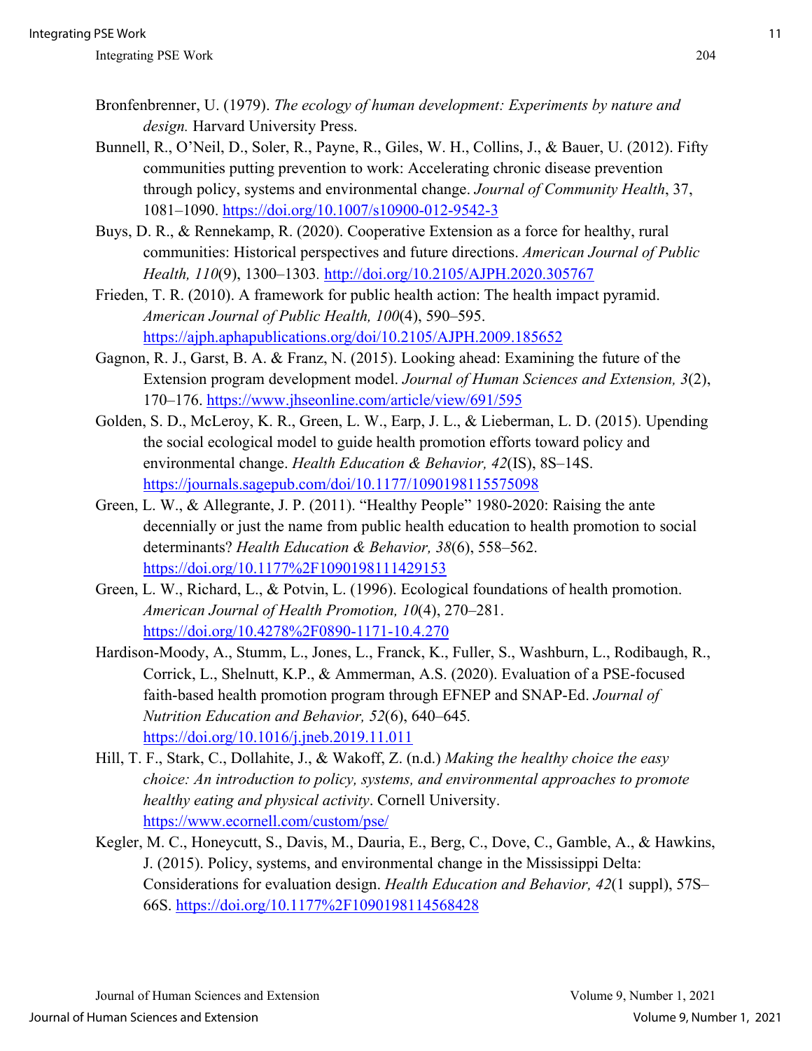Bronfenbrenner, U. (1979). *The ecology of human development: Experiments by nature and design.* Harvard University Press.

Bunnell, R., O'Neil, D., Soler, R., Payne, R., Giles, W. H., Collins, J., & Bauer, U. (2012). Fifty communities putting prevention to work: Accelerating chronic disease prevention through policy, systems and environmental change. *Journal of Community Health*, 37, 1081–1090. https://doi.org/10.1007/s10900-012-9542-3

Buys, D. R., & Rennekamp, R. (2020). Cooperative Extension as a force for healthy, rural communities: Historical perspectives and future directions. *American Journal of Public Health, 110*(9), 1300–1303. http://doi.org/10.2105/AJPH.2020.305767

Frieden, T. R. (2010). A framework for public health action: The health impact pyramid. *American Journal of Public Health, 100*(4), 590–595. https://ajph.aphapublications.org/doi/10.2105/AJPH.2009.185652

Gagnon, R. J., Garst, B. A. & Franz, N. (2015). Looking ahead: Examining the future of the Extension program development model. *Journal of Human Sciences and Extension, 3*(2), 170–176. https://www.jhseonline.com/article/view/691/595

Golden, S. D., McLeroy, K. R., Green, L. W., Earp, J. L., & Lieberman, L. D. (2015). Upending the social ecological model to guide health promotion efforts toward policy and environmental change. *Health Education & Behavior, 42*(IS), 8S–14S. https://journals.sagepub.com/doi/10.1177/1090198115575098

Green, L. W., & Allegrante, J. P. (2011). "Healthy People" 1980-2020: Raising the ante decennially or just the name from public health education to health promotion to social determinants? *Health Education & Behavior, 38*(6), 558–562. https://doi.org/10.1177%2F1090198111429153

Green, L. W., Richard, L., & Potvin, L. (1996). Ecological foundations of health promotion. *American Journal of Health Promotion, 10*(4), 270–281. https://doi.org/10.4278%2F0890-1171-10.4.270

Hardison-Moody, A., Stumm, L., Jones, L., Franck, K., Fuller, S., Washburn, L., Rodibaugh, R., Corrick, L., Shelnutt, K.P., & Ammerman, A.S. (2020). Evaluation of a PSE-focused faith-based health promotion program through EFNEP and SNAP-Ed. *Journal of Nutrition Education and Behavior, 52*(6), 640–645. https://doi.org/10.1016/j.jneb.2019.11.011

Hill, T. F., Stark, C., Dollahite, J., & Wakoff, Z. (n.d.) *Making the healthy choice the easy choice: An introduction to policy, systems, and environmental approaches to promote healthy eating and physical activity*. Cornell University. https://www.ecornell.com/custom/pse/

Kegler, M. C., Honeycutt, S., Davis, M., Dauria, E., Berg, C., Dove, C., Gamble, A., & Hawkins, J. (2015). Policy, systems, and environmental change in the Mississippi Delta: Considerations for evaluation design. *Health Education and Behavior, 42*(1 suppl), 57S–66S. https://doi.org/10.1177%2F1090198114568428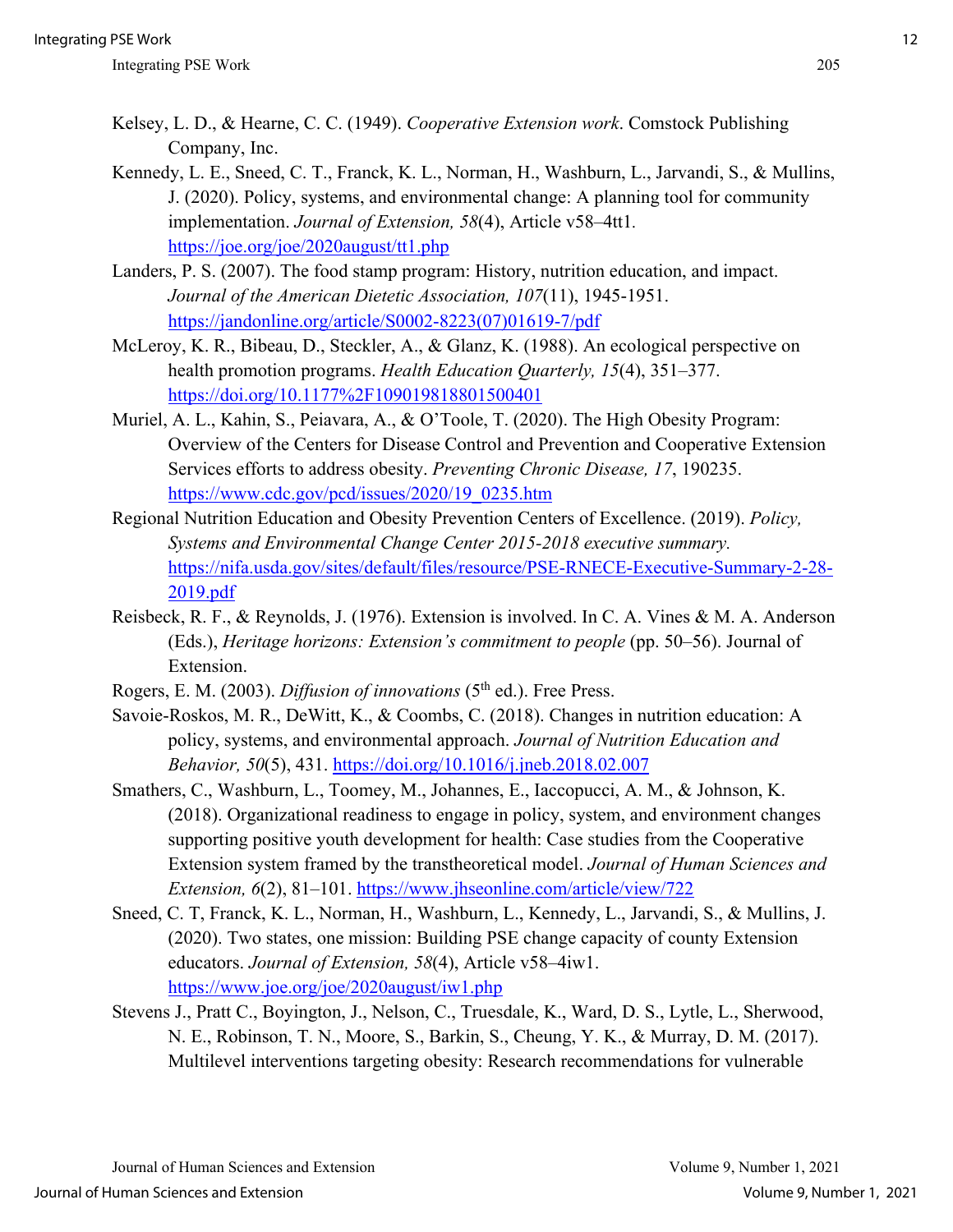Kelsey, L. D., & Hearne, C. C. (1949). *Cooperative Extension work*. Comstock Publishing Company, Inc.

Kennedy, L. E., Sneed, C. T., Franck, K. L., Norman, H., Washburn, L., Jarvandi, S., & Mullins, J. (2020). Policy, systems, and environmental change: A planning tool for community implementation. *Journal of Extension, 58*(4), Article v58–4tt1. https://joe.org/joe/2020august/tt1.php

Landers, P. S. (2007). The food stamp program: History, nutrition education, and impact. *Journal of the American Dietetic Association, 107*(11), 1945-1951. https://jandonline.org/article/S0002-8223(07)01619-7/pdf

McLeroy, K. R., Bibeau, D., Steckler, A., & Glanz, K. (1988). An ecological perspective on health promotion programs. *Health Education Quarterly, 15*(4), 351–377. https://doi.org/10.1177%2F109019818801500401

Muriel, A. L., Kahin, S., Peiavara, A., & O'Toole, T. (2020). The High Obesity Program: Overview of the Centers for Disease Control and Prevention and Cooperative Extension Services efforts to address obesity. *Preventing Chronic Disease, 17*, 190235. https://www.cdc.gov/pcd/issues/2020/19_0235.htm

Regional Nutrition Education and Obesity Prevention Centers of Excellence. (2019). *Policy, Systems and Environmental Change Center 2015-2018 executive summary.* https://nifa.usda.gov/sites/default/files/resource/PSE-RNECE-Executive-Summary-2-28-2019.pdf

Reisbeck, R. F., & Reynolds, J. (1976). Extension is involved. In C. A. Vines & M. A. Anderson (Eds.), *Heritage horizons: Extension's commitment to people* (pp. 50–56). Journal of Extension.

Rogers, E. M. (2003). *Diffusion of innovations* (5th ed.). Free Press.

Savoie-Roskos, M. R., DeWitt, K., & Coombs, C. (2018). Changes in nutrition education: A policy, systems, and environmental approach. *Journal of Nutrition Education and Behavior, 50*(5), 431. https://doi.org/10.1016/j.jneb.2018.02.007

Smathers, C., Washburn, L., Toomey, M., Johannes, E., Iaccopucci, A. M., & Johnson, K. (2018). Organizational readiness to engage in policy, system, and environment changes supporting positive youth development for health: Case studies from the Cooperative Extension system framed by the transtheoretical model. *Journal of Human Sciences and Extension, 6*(2), 81–101. https://www.jhseonline.com/article/view/722

Sneed, C. T, Franck, K. L., Norman, H., Washburn, L., Kennedy, L., Jarvandi, S., & Mullins, J. (2020). Two states, one mission: Building PSE change capacity of county Extension educators. *Journal of Extension, 58*(4), Article v58–4iw1. https://www.joe.org/joe/2020august/iw1.php

Stevens J., Pratt C., Boyington, J., Nelson, C., Truesdale, K., Ward, D. S., Lytle, L., Sherwood, N. E., Robinson, T. N., Moore, S., Barkin, S., Cheung, Y. K., & Murray, D. M. (2017). Multilevel interventions targeting obesity: Research recommendations for vulnerable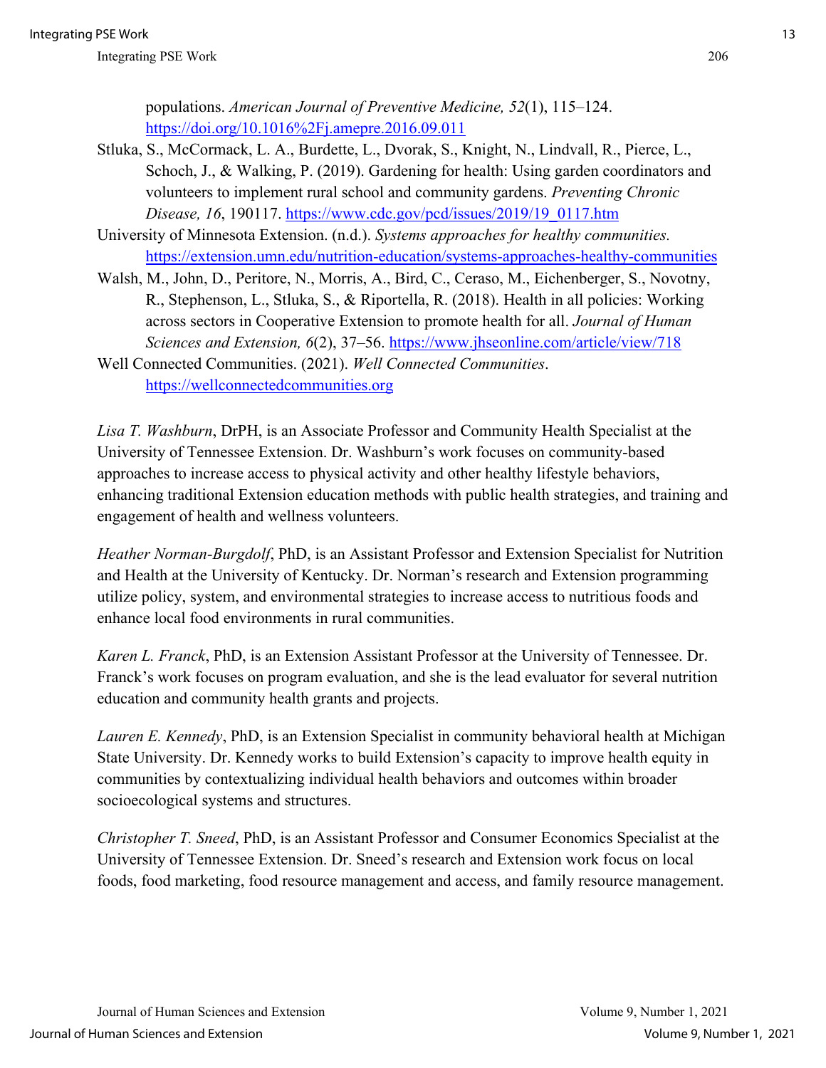populations. *American Journal of Preventive Medicine, 52*(1), 115–124. https://doi.org/10.1016%2Fj.amepre.2016.09.011

Stluka, S., McCormack, L. A., Burdette, L., Dvorak, S., Knight, N., Lindvall, R., Pierce, L., Schoch, J., & Walking, P. (2019). Gardening for health: Using garden coordinators and volunteers to implement rural school and community gardens. *Preventing Chronic Disease, 16*, 190117. https://www.cdc.gov/pcd/issues/2019/19_0117.htm

University of Minnesota Extension. (n.d.). *Systems approaches for healthy communities.* https://extension.umn.edu/nutrition-education/systems-approaches-healthy-communities

Walsh, M., John, D., Peritore, N., Morris, A., Bird, C., Ceraso, M., Eichenberger, S., Novotny, R., Stephenson, L., Stluka, S., & Riportella, R. (2018). Health in all policies: Working across sectors in Cooperative Extension to promote health for all. *Journal of Human Sciences and Extension, 6*(2), 37–56. https://www.jhseonline.com/article/view/718

Well Connected Communities. (2021). *Well Connected Communities*. https://wellconnectedcommunities.org

*Lisa T. Washburn*, DrPH, is an Associate Professor and Community Health Specialist at the University of Tennessee Extension. Dr. Washburn's work focuses on community-based approaches to increase access to physical activity and other healthy lifestyle behaviors, enhancing traditional Extension education methods with public health strategies, and training and engagement of health and wellness volunteers.

*Heather Norman-Burgdolf*, PhD, is an Assistant Professor and Extension Specialist for Nutrition and Health at the University of Kentucky. Dr. Norman's research and Extension programming utilize policy, system, and environmental strategies to increase access to nutritious foods and enhance local food environments in rural communities.

*Karen L. Franck*, PhD, is an Extension Assistant Professor at the University of Tennessee. Dr. Franck's work focuses on program evaluation, and she is the lead evaluator for several nutrition education and community health grants and projects.

*Lauren E. Kennedy*, PhD, is an Extension Specialist in community behavioral health at Michigan State University. Dr. Kennedy works to build Extension's capacity to improve health equity in communities by contextualizing individual health behaviors and outcomes within broader socioecological systems and structures.

*Christopher T. Sneed*, PhD, is an Assistant Professor and Consumer Economics Specialist at the University of Tennessee Extension. Dr. Sneed's research and Extension work focus on local foods, food marketing, food resource management and access, and family resource management.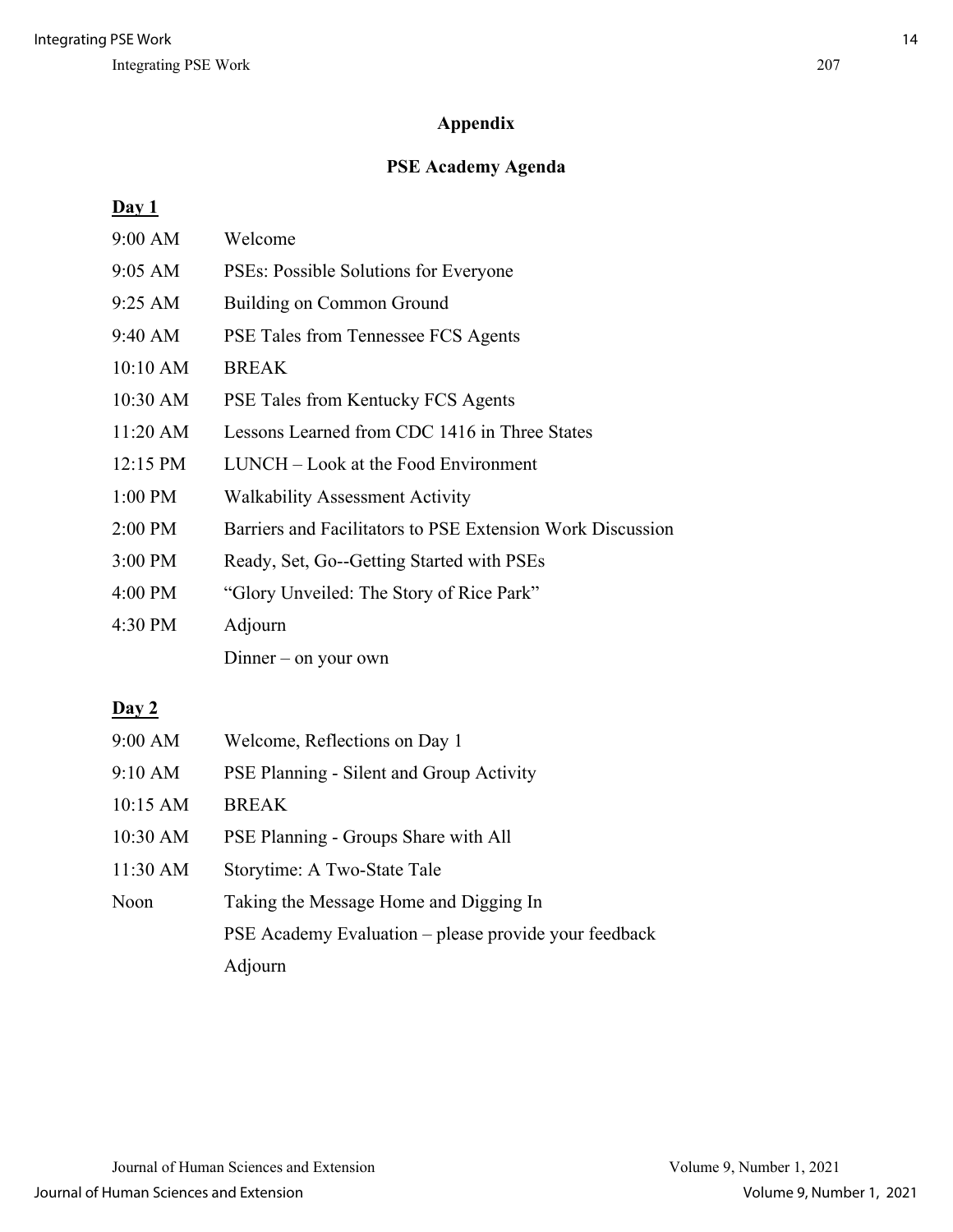## Appendix

## PSE Academy Agenda

**Day 1**

| | |
|---|---|
| 9:00 AM | Welcome |
| 9:05 AM | PSEs: Possible Solutions for Everyone |
| 9:25 AM | Building on Common Ground |
| 9:40 AM | PSE Tales from Tennessee FCS Agents |
| 10:10 AM | BREAK |
| 10:30 AM | PSE Tales from Kentucky FCS Agents |
| 11:20 AM | Lessons Learned from CDC 1416 in Three States |
| 12:15 PM | LUNCH – Look at the Food Environment |
| 1:00 PM | Walkability Assessment Activity |
| 2:00 PM | Barriers and Facilitators to PSE Extension Work Discussion |
| 3:00 PM | Ready, Set, Go--Getting Started with PSEs |
| 4:00 PM | "Glory Unveiled: The Story of Rice Park" |
| 4:30 PM | Adjourn |
| | Dinner – on your own |

**Day 2**

| | |
|---|---|
| 9:00 AM | Welcome, Reflections on Day 1 |
| 9:10 AM | PSE Planning - Silent and Group Activity |
| 10:15 AM | BREAK |
| 10:30 AM | PSE Planning - Groups Share with All |
| 11:30 AM | Storytime: A Two-State Tale |
| Noon | Taking the Message Home and Digging In |
| | PSE Academy Evaluation – please provide your feedback |
| | Adjourn |